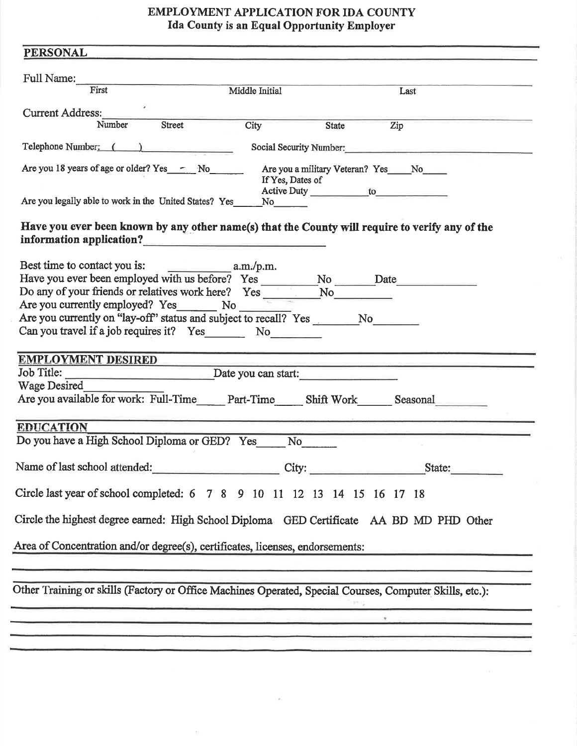# EMPLOYMENT APPLICATION FOR IDA COUNTY

**Ida County is an Equal Opportunity Employer**

## PERSONAL

Full Name: ______________________________________________
First                    Middle Initial                    Last

Current Address: ______________________________________________
Number    Street    City    State    Zip

Telephone Number: ( ) ____________    Social Security Number: ____________

Are you 18 years of age or older? Yes____ No______    Are you a military Veteran? Yes____ No____
If Yes, Dates of Active Duty __________ to __________

Are you legally able to work in the United States? Yes_____ No______

**Have you ever been known by any other name(s) that the County will require to verify any of the information application?** ____________________

Best time to contact you is: __________ a.m./p.m.

Have you ever been employed with us before? Yes ________ No ______ Date ____________

Do any of your friends or relatives work here? Yes ________ No________

Are you currently employed? Yes______ No ________

Are you currently on "lay-off" status and subject to recall? Yes _______ No_______

Can you travel if a job requires it? Yes______ No________

## EMPLOYMENT DESIRED

Job Title: ____________________ Date you can start: ______________

Wage Desired ____________

Are you available for work: Full-Time____ Part-Time____ Shift Work_____ Seasonal________

## EDUCATION

Do you have a High School Diploma or GED? Yes_____ No______

Name of last school attended: __________________ City: ________________ State: ________

Circle last year of school completed: 6 7 8 9 10 11 12 13 14 15 16 17 18

Circle the highest degree earned: High School Diploma GED Certificate AA BD MD PHD Other

Area of Concentration and/or degree(s), certificates, licenses, endorsements:

______________________________________________

______________________________________________

Other Training or skills (Factory or Office Machines Operated, Special Courses, Computer Skills, etc.):

______________________________________________

______________________________________________

______________________________________________

______________________________________________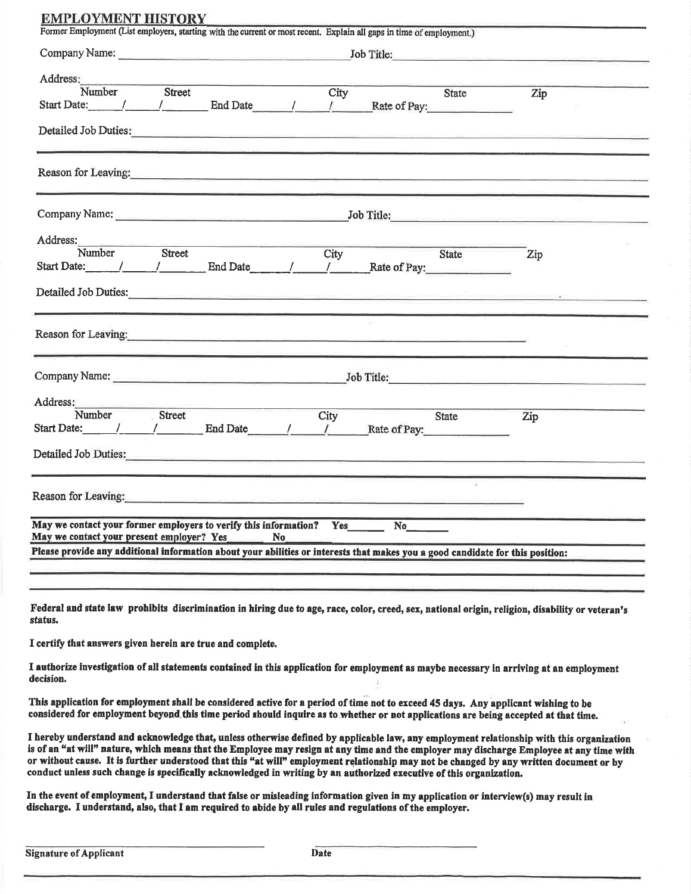## EMPLOYMENT HISTORY

Former Employment (List employers, starting with the current or most recent. Explain all gaps in time of employment.)

Company Name: ______________________ Job Title: ______________________

Address: ______________________________________________
Number Street City State Zip

Start Date: ____/____/______ End Date ____/____/______ Rate of Pay: ____________

Detailed Job Duties: ______________________________________________

Reason for Leaving: ______________________________________________

Company Name: ______________________ Job Title: ______________________

Address: ______________________________________________
Number Street City State Zip

Start Date: ____/____/______ End Date ____/____/______ Rate of Pay: ____________

Detailed Job Duties: ______________________________________________

Reason for Leaving: ______________________________________________

Company Name: ______________________ Job Title: ______________________

Address: ______________________________________________
Number Street City State Zip

Start Date: ____/____/______ End Date ____/____/______ Rate of Pay: ____________

Detailed Job Duties: ______________________________________________

Reason for Leaving: ______________________________________________

**May we contact your former employers to verify this information? Yes______ No______**

**May we contact your present employer? Yes______ No______**

**Please provide any additional information about your abilities or interests that makes you a good candidate for this position:**

______________________________________________

______________________________________________

**Federal and state law prohibits discrimination in hiring due to age, race, color, creed, sex, national origin, religion, disability or veteran's status.**

**I certify that answers given herein are true and complete.**

**I authorize investigation of all statements contained in this application for employment as maybe necessary in arriving at an employment decision.**

**This application for employment shall be considered active for a period of time not to exceed 45 days. Any applicant wishing to be considered for employment beyond this time period should inquire as to whether or not applications are being accepted at that time.**

**I hereby understand and acknowledge that, unless otherwise defined by applicable law, any employment relationship with this organization is of an "at will" nature, which means that the Employee may resign at any time and the employer may discharge Employee at any time with or without cause. It is further understood that this "at will" employment relationship may not be changed by any written document or by conduct unless such change is specifically acknowledged in writing by an authorized executive of this organization.**

**In the event of employment, I understand that false or misleading information given in my application or interview(s) may result in discharge. I understand, also, that I am required to abide by all rules and regulations of the employer.**

______________________ ______________________
**Signature of Applicant** **Date**